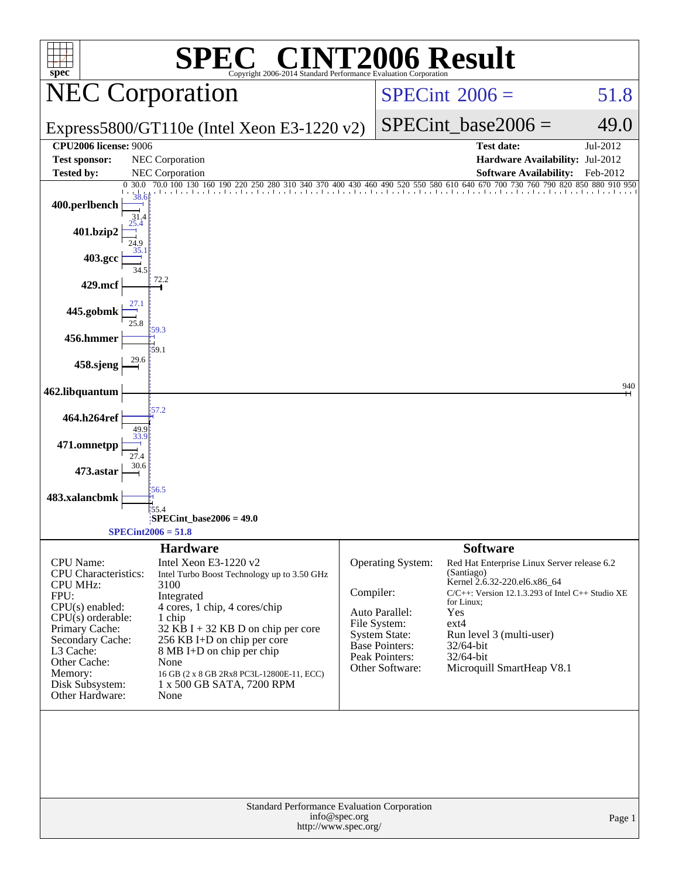# SPEC® CINT2006 Result

Copyright 2006-2014 Standard Performance Evaluation Corporation

## NEC Corporation

Express5800/GT110e (Intel Xeon E3-1220 v2)

SPECint 2006 = 51.8

SPECint_base2006 = 49.0

| | | | |
|---|---|---|---|
| **CPU2006 license:** | 9006 | **Test date:** | Jul-2012 |
| **Test sponsor:** | NEC Corporation | **Hardware Availability:** | Jul-2012 |
| **Tested by:** | NEC Corporation | **Software Availability:** | Feb-2012 |

| Benchmark | Peak | Base |
|---|---|---|
| 400.perlbench | 38.6 | 31.4 |
| 401.bzip2 | 25.4 | 24.9 |
| 403.gcc | 35.1 | 34.5 |
| 429.mcf | 72.2 | 72.2 |
| 445.gobmk | 27.1 | 25.8 |
| 456.hmmer | 59.3 | 59.1 |
| 458.sjeng | 29.6 | 29.6 |
| 462.libquantum | 940 | 940 |
| 464.h264ref | 57.2 | 49.9 |
| 471.omnetpp | 33.9 | 27.4 |
| 473.astar | 30.6 | 30.6 |
| 483.xalancbmk | 56.5 | 55.4 |

SPECint_base2006 = 49.0

SPECint2006 = 51.8

### Hardware

| | |
|---|---|
| CPU Name: | Intel Xeon E3-1220 v2 |
| CPU Characteristics: | Intel Turbo Boost Technology up to 3.50 GHz |
| CPU MHz: | 3100 |
| FPU: | Integrated |
| CPU(s) enabled: | 4 cores, 1 chip, 4 cores/chip |
| CPU(s) orderable: | 1 chip |
| Primary Cache: | 32 KB I + 32 KB D on chip per core |
| Secondary Cache: | 256 KB I+D on chip per core |
| L3 Cache: | 8 MB I+D on chip per chip |
| Other Cache: | None |
| Memory: | 16 GB (2 x 8 GB 2Rx8 PC3L-12800E-11, ECC) |
| Disk Subsystem: | 1 x 500 GB SATA, 7200 RPM |
| Other Hardware: | None |

### Software

| | |
|---|---|
| Operating System: | Red Hat Enterprise Linux Server release 6.2 (Santiago) Kernel 2.6.32-220.el6.x86_64 |
| Compiler: | C/C++: Version 12.1.3.293 of Intel C++ Studio XE for Linux; |
| Auto Parallel: | Yes |
| File System: | ext4 |
| System State: | Run level 3 (multi-user) |
| Base Pointers: | 32/64-bit |
| Peak Pointers: | 32/64-bit |
| Other Software: | Microquill SmartHeap V8.1 |

Standard Performance Evaluation Corporation
info@spec.org
http://www.spec.org/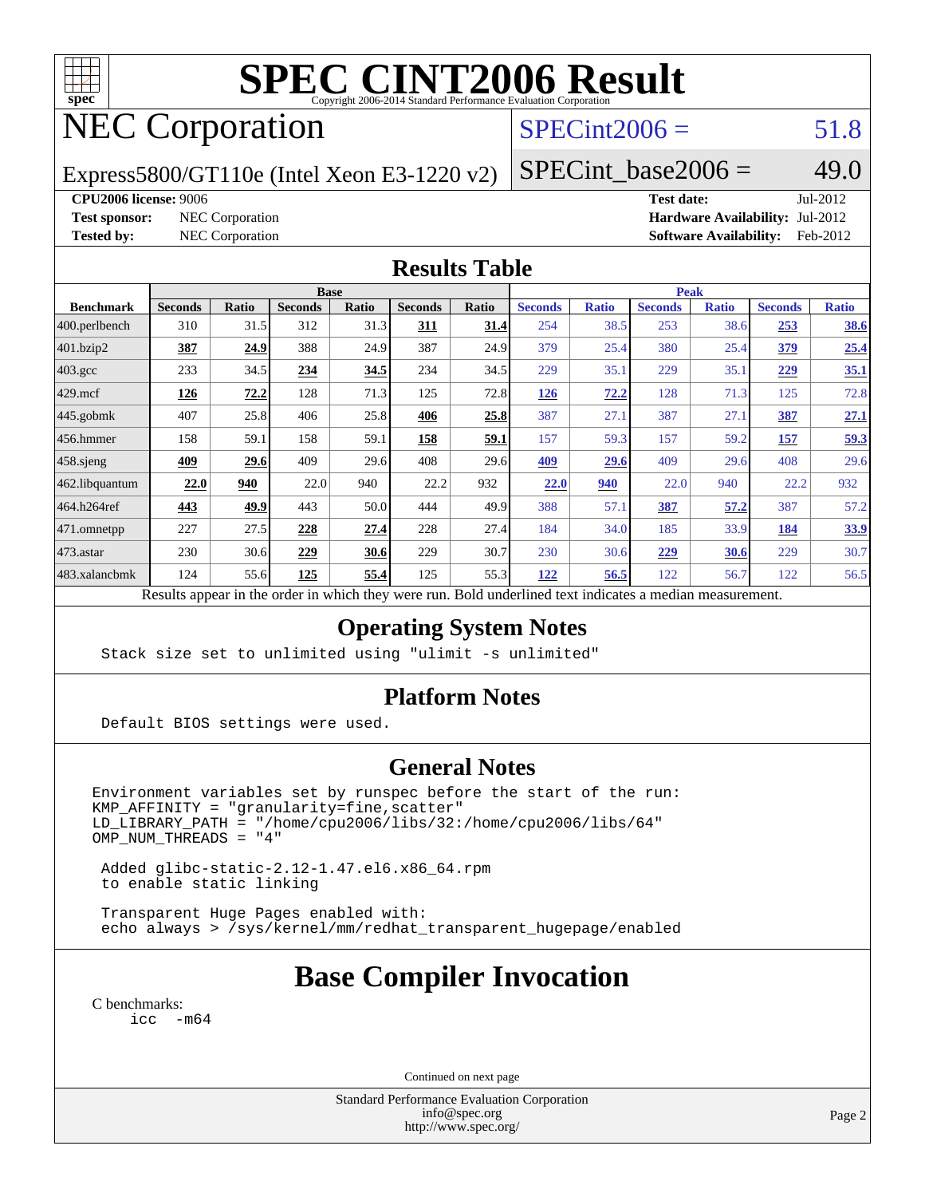# SPEC CINT2006 Result

Copyright 2006-2014 Standard Performance Evaluation Corporation

# NEC Corporation

Express5800/GT110e (Intel Xeon E3-1220 v2)

SPECint2006 = 51.8

SPECint_base2006 = 49.0

| | | | |
|---|---|---|---|
| **CPU2006 license:** 9006 | | **Test date:** | Jul-2012 |
| **Test sponsor:** | NEC Corporation | **Hardware Availability:** | Jul-2012 |
| **Tested by:** | NEC Corporation | **Software Availability:** | Feb-2012 |

## Results Table

| Benchmark | Base | | | | | | Peak | | | | | |
|---|---|---|---|---|---|---|---|---|---|---|---|---|
| | Seconds | Ratio | Seconds | Ratio | Seconds | Ratio | Seconds | Ratio | Seconds | Ratio | Seconds | Ratio |
| 400.perlbench | 310 | 31.5 | 312 | 31.3 | **311** | **31.4** | 254 | 38.5 | 253 | 38.6 | **253** | **38.6** |
| 401.bzip2 | **387** | **24.9** | 388 | 24.9 | 387 | 24.9 | 379 | 25.4 | 380 | 25.4 | **379** | **25.4** |
| 403.gcc | 233 | 34.5 | **234** | **34.5** | 234 | 34.5 | 229 | 35.1 | 229 | 35.1 | **229** | **35.1** |
| 429.mcf | **126** | **72.2** | 128 | 71.3 | 125 | 72.8 | **126** | **72.2** | 128 | 71.3 | 125 | 72.8 |
| 445.gobmk | 407 | 25.8 | 406 | 25.8 | **406** | **25.8** | 387 | 27.1 | 387 | 27.1 | **387** | **27.1** |
| 456.hmmer | 158 | 59.1 | 158 | 59.1 | **158** | **59.1** | 157 | 59.3 | 157 | 59.2 | **157** | **59.3** |
| 458.sjeng | **409** | **29.6** | 409 | 29.6 | 408 | 29.6 | **409** | **29.6** | 409 | 29.6 | 408 | 29.6 |
| 462.libquantum | **22.0** | **940** | 22.0 | 940 | 22.2 | 932 | **22.0** | **940** | 22.0 | 940 | 22.2 | 932 |
| 464.h264ref | **443** | **49.9** | 443 | 50.0 | 444 | 49.9 | 388 | 57.1 | **387** | **57.2** | 387 | 57.2 |
| 471.omnetpp | 227 | 27.5 | **228** | **27.4** | 228 | 27.4 | 184 | 34.0 | 185 | 33.9 | **184** | **33.9** |
| 473.astar | 230 | 30.6 | **229** | **30.6** | 229 | 30.7 | 230 | 30.6 | **229** | **30.6** | 229 | 30.7 |
| 483.xalancbmk | 124 | 55.6 | **125** | **55.4** | 125 | 55.3 | **122** | **56.5** | 122 | 56.7 | 122 | 56.5 |

Results appear in the order in which they were run. Bold underlined text indicates a median measurement.

## Operating System Notes

```
Stack size set to unlimited using "ulimit -s unlimited"
```

## Platform Notes

```
Default BIOS settings were used.
```

## General Notes

```
Environment variables set by runspec before the start of the run:
KMP_AFFINITY = "granularity=fine,scatter"
LD_LIBRARY_PATH = "/home/cpu2006/libs/32:/home/cpu2006/libs/64"
OMP_NUM_THREADS = "4"

 Added glibc-static-2.12-1.47.el6.x86_64.rpm
 to enable static linking

 Transparent Huge Pages enabled with:
 echo always > /sys/kernel/mm/redhat_transparent_hugepage/enabled
```

# Base Compiler Invocation

C benchmarks:

```
icc -m64
```

Continued on next page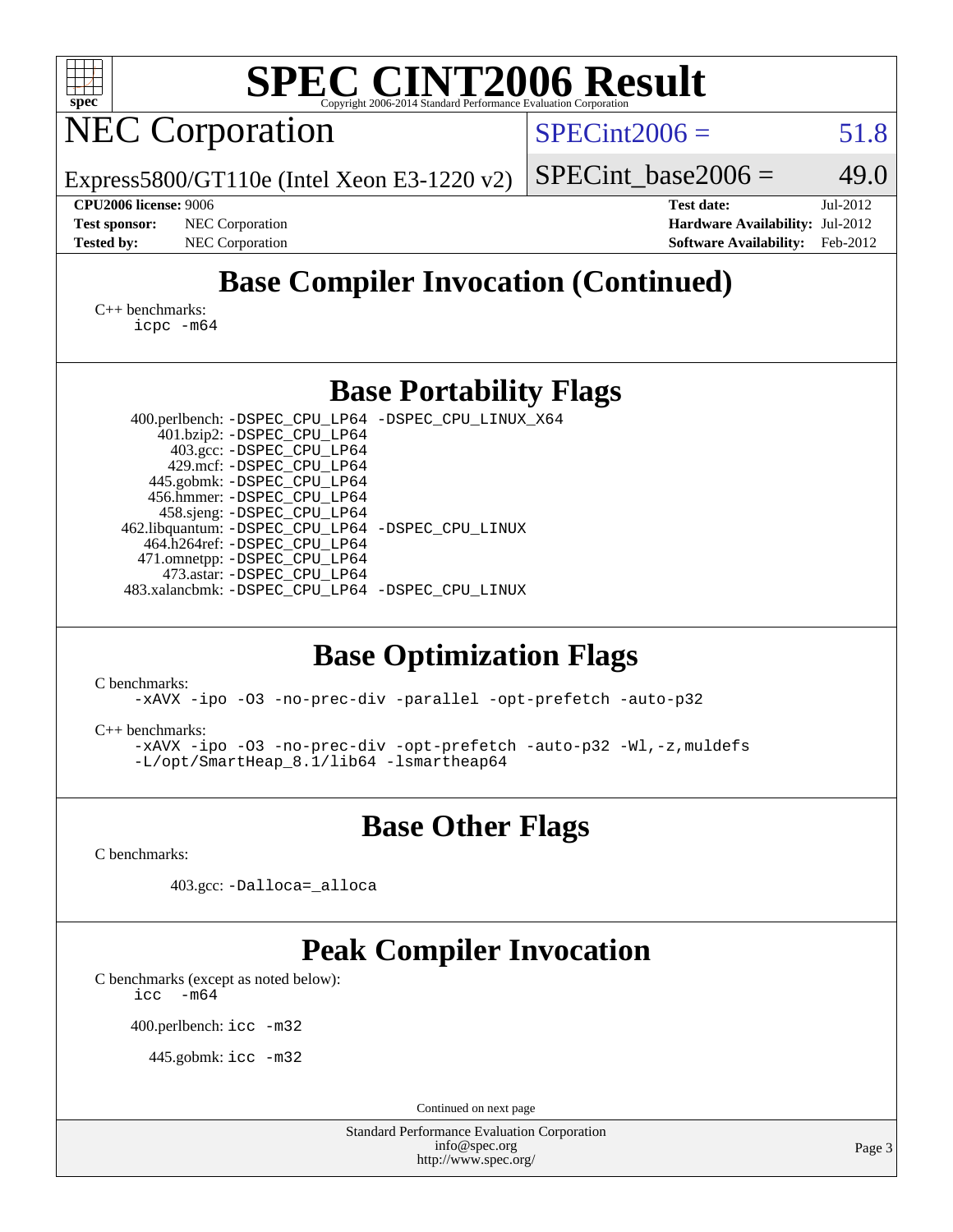# SPEC CINT2006 Result

Copyright 2006-2014 Standard Performance Evaluation Corporation

## NEC Corporation

Express5800/GT110e (Intel Xeon E3-1220 v2)

SPECint2006 = 51.8

SPECint_base2006 = 49.0

**CPU2006 license:** 9006
**Test sponsor:** NEC Corporation
**Tested by:** NEC Corporation

**Test date:** Jul-2012
**Hardware Availability:** Jul-2012
**Software Availability:** Feb-2012

## Base Compiler Invocation (Continued)

C++ benchmarks:
```
icpc -m64
```

## Base Portability Flags

400.perlbench: -DSPEC_CPU_LP64 -DSPEC_CPU_LINUX_X64
401.bzip2: -DSPEC_CPU_LP64
403.gcc: -DSPEC_CPU_LP64
429.mcf: -DSPEC_CPU_LP64
445.gobmk: -DSPEC_CPU_LP64
456.hmmer: -DSPEC_CPU_LP64
458.sjeng: -DSPEC_CPU_LP64
462.libquantum: -DSPEC_CPU_LP64 -DSPEC_CPU_LINUX
464.h264ref: -DSPEC_CPU_LP64
471.omnetpp: -DSPEC_CPU_LP64
473.astar: -DSPEC_CPU_LP64
483.xalancbmk: -DSPEC_CPU_LP64 -DSPEC_CPU_LINUX

## Base Optimization Flags

C benchmarks:
```
-xAVX -ipo -O3 -no-prec-div -parallel -opt-prefetch -auto-p32
```

C++ benchmarks:
```
-xAVX -ipo -O3 -no-prec-div -opt-prefetch -auto-p32 -Wl,-z,muldefs
-L/opt/SmartHeap_8.1/lib64 -lsmartheap64
```

## Base Other Flags

C benchmarks:

403.gcc: -Dalloca=_alloca

## Peak Compiler Invocation

C benchmarks (except as noted below):
```
icc -m64
```

400.perlbench: icc -m32

445.gobmk: icc -m32

Continued on next page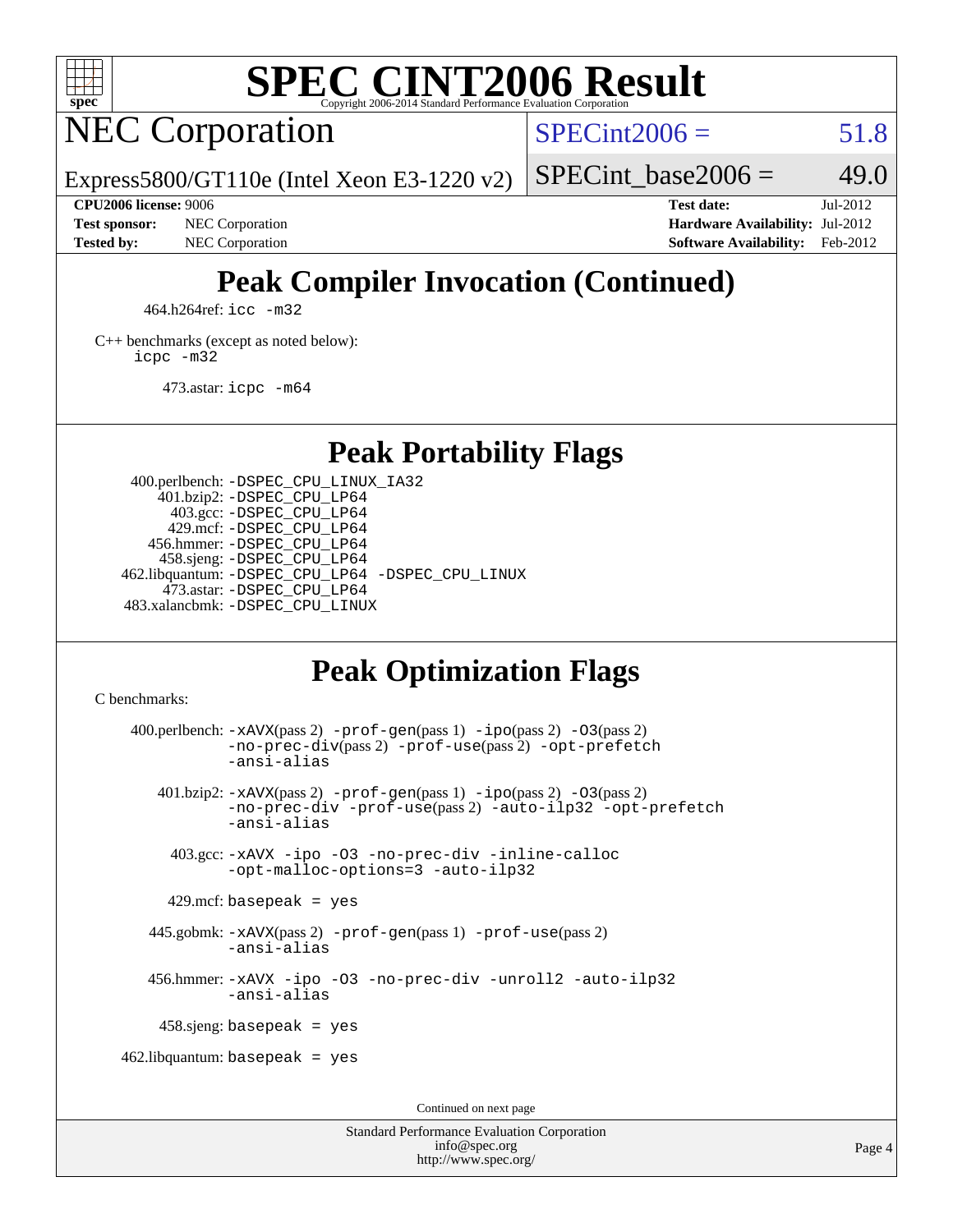# SPEC CINT2006 Result

NEC Corporation

Express5800/GT110e (Intel Xeon E3-1220 v2)

SPECint2006 = 51.8

SPECint_base2006 = 49.0

| | | | |
|---|---|---|---|
| **CPU2006 license:** 9006 | | **Test date:** | Jul-2012 |
| **Test sponsor:** | NEC Corporation | **Hardware Availability:** | Jul-2012 |
| **Tested by:** | NEC Corporation | **Software Availability:** | Feb-2012 |

## Peak Compiler Invocation (Continued)

464.h264ref: `icc -m32`

C++ benchmarks (except as noted below):
`icpc -m32`

473.astar: `icpc -m64`

## Peak Portability Flags

400.perlbench: `-DSPEC_CPU_LINUX_IA32`
401.bzip2: `-DSPEC_CPU_LP64`
403.gcc: `-DSPEC_CPU_LP64`
429.mcf: `-DSPEC_CPU_LP64`
456.hmmer: `-DSPEC_CPU_LP64`
458.sjeng: `-DSPEC_CPU_LP64`
462.libquantum: `-DSPEC_CPU_LP64 -DSPEC_CPU_LINUX`
473.astar: `-DSPEC_CPU_LP64`
483.xalancbmk: `-DSPEC_CPU_LINUX`

## Peak Optimization Flags

C benchmarks:

400.perlbench: `-xAVX`(pass 2) `-prof-gen`(pass 1) `-ipo`(pass 2) `-O3`(pass 2) `-no-prec-div`(pass 2) `-prof-use`(pass 2) `-opt-prefetch` `-ansi-alias`

401.bzip2: `-xAVX`(pass 2) `-prof-gen`(pass 1) `-ipo`(pass 2) `-O3`(pass 2) `-no-prec-div` `-prof-use`(pass 2) `-auto-ilp32` `-opt-prefetch` `-ansi-alias`

403.gcc: `-xAVX -ipo -O3 -no-prec-div -inline-calloc -opt-malloc-options=3 -auto-ilp32`

429.mcf: `basepeak = yes`

445.gobmk: `-xAVX`(pass 2) `-prof-gen`(pass 1) `-prof-use`(pass 2) `-ansi-alias`

456.hmmer: `-xAVX -ipo -O3 -no-prec-div -unroll2 -auto-ilp32 -ansi-alias`

458.sjeng: `basepeak = yes`

462.libquantum: `basepeak = yes`

Continued on next page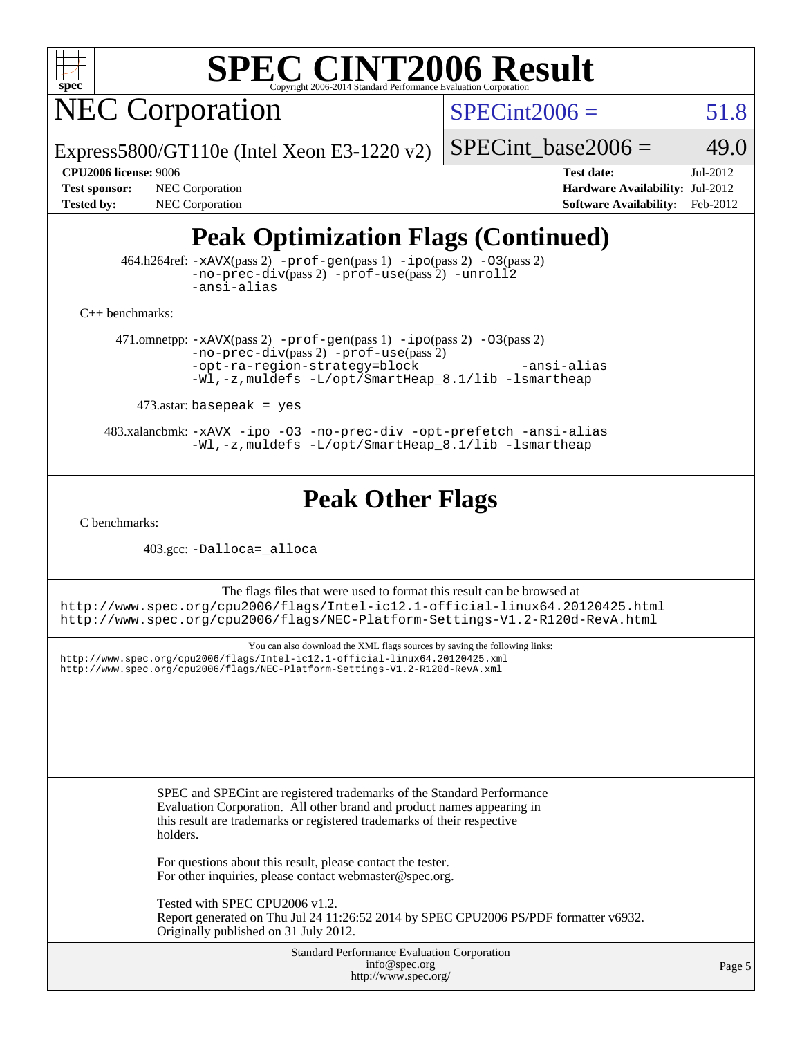# SPEC CINT2006 Result

Copyright 2006-2014 Standard Performance Evaluation Corporation

## NEC Corporation

Express5800/GT110e (Intel Xeon E3-1220 v2)

SPECint2006 = 51.8

SPECint_base2006 = 49.0

**CPU2006 license:** 9006
**Test sponsor:** NEC Corporation
**Tested by:** NEC Corporation

**Test date:** Jul-2012
**Hardware Availability:** Jul-2012
**Software Availability:** Feb-2012

## Peak Optimization Flags (Continued)

464.h264ref: -xAVX(pass 2) -prof-gen(pass 1) -ipo(pass 2) -O3(pass 2) -no-prec-div(pass 2) -prof-use(pass 2) -unroll2 -ansi-alias

C++ benchmarks:

471.omnetpp: -xAVX(pass 2) -prof-gen(pass 1) -ipo(pass 2) -O3(pass 2) -no-prec-div(pass 2) -prof-use(pass 2) -opt-ra-region-strategy=block -ansi-alias -Wl,-z,muldefs -L/opt/SmartHeap_8.1/lib -lsmartheap

473.astar: basepeak = yes

483.xalancbmk: -xAVX -ipo -O3 -no-prec-div -opt-prefetch -ansi-alias -Wl,-z,muldefs -L/opt/SmartHeap_8.1/lib -lsmartheap

## Peak Other Flags

C benchmarks:

403.gcc: -Dalloca=_alloca

The flags files that were used to format this result can be browsed at
http://www.spec.org/cpu2006/flags/Intel-ic12.1-official-linux64.20120425.html
http://www.spec.org/cpu2006/flags/NEC-Platform-Settings-V1.2-R120d-RevA.html

You can also download the XML flags sources by saving the following links:
http://www.spec.org/cpu2006/flags/Intel-ic12.1-official-linux64.20120425.xml
http://www.spec.org/cpu2006/flags/NEC-Platform-Settings-V1.2-R120d-RevA.xml

SPEC and SPECint are registered trademarks of the Standard Performance Evaluation Corporation. All other brand and product names appearing in this result are trademarks or registered trademarks of their respective holders.

For questions about this result, please contact the tester.
For other inquiries, please contact webmaster@spec.org.

Tested with SPEC CPU2006 v1.2.
Report generated on Thu Jul 24 11:26:52 2014 by SPEC CPU2006 PS/PDF formatter v6932.
Originally published on 31 July 2012.

Standard Performance Evaluation Corporation
info@spec.org
http://www.spec.org/